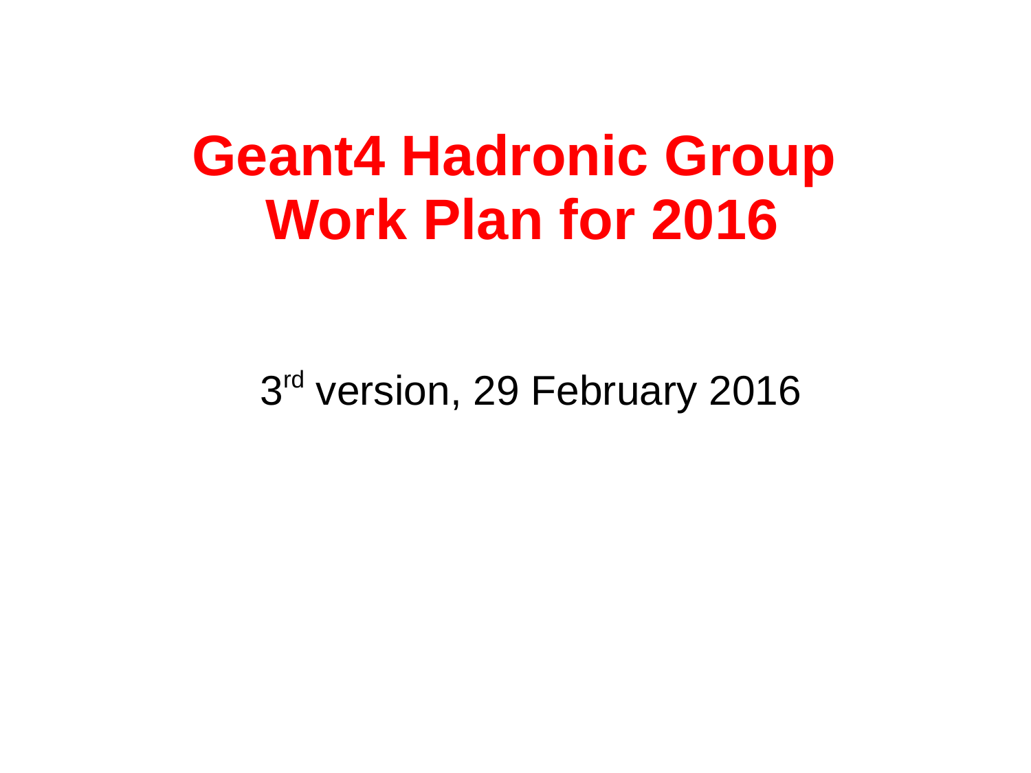# Geant4 Hadronic Group Work Plan for 2016

3rd version, 29 February 2016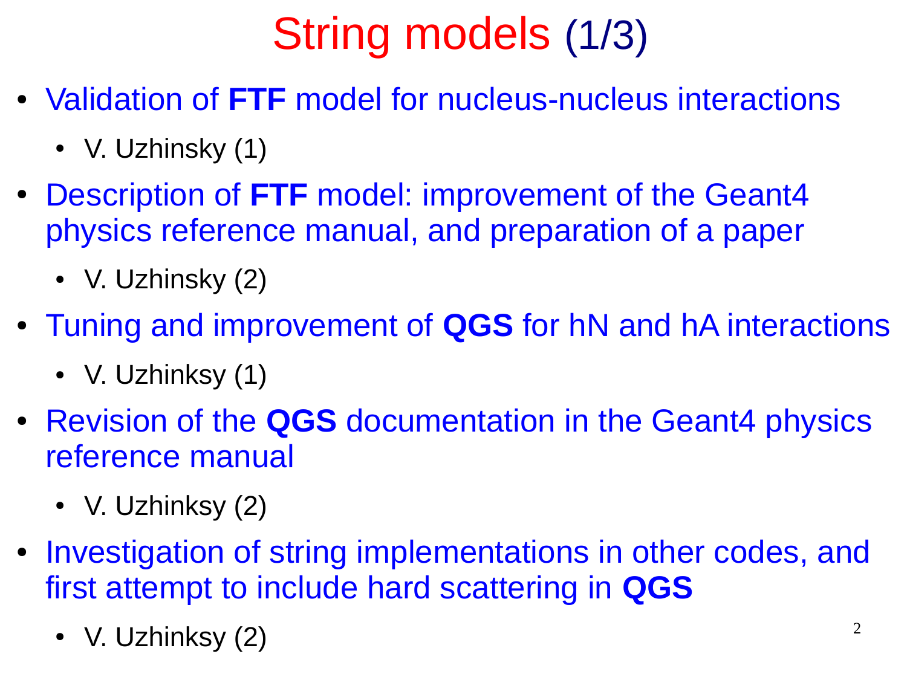# String models (1/3)

- Validation of **FTF** model for nucleus-nucleus interactions
  - V. Uzhinsky (1)
- Description of **FTF** model: improvement of the Geant4 physics reference manual, and preparation of a paper
  - V. Uzhinsky (2)
- Tuning and improvement of **QGS** for hN and hA interactions
  - V. Uzhinksy (1)
- Revision of the **QGS** documentation in the Geant4 physics reference manual
  - V. Uzhinksy (2)
- Investigation of string implementations in other codes, and first attempt to include hard scattering in **QGS**
  - V. Uzhinksy (2)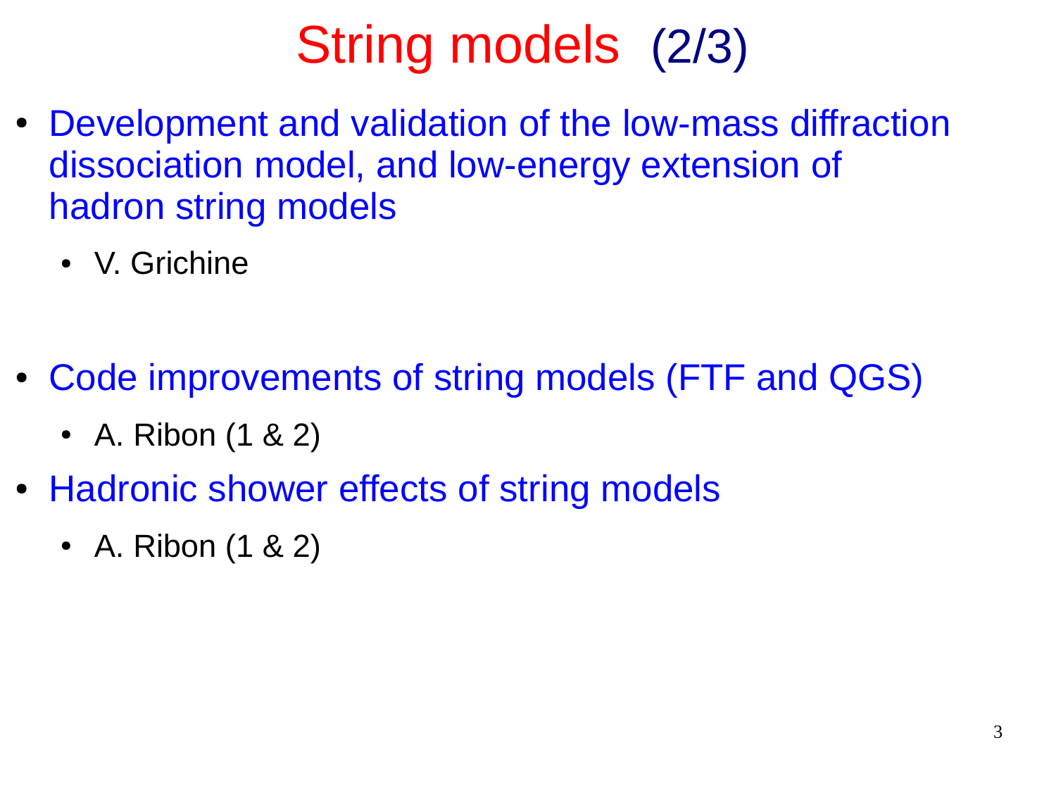# String models (2/3)

- Development and validation of the low-mass diffraction dissociation model, and low-energy extension of hadron string models
  - V. Grichine
- Code improvements of string models (FTF and QGS)
  - A. Ribon (1 & 2)
- Hadronic shower effects of string models
  - A. Ribon (1 & 2)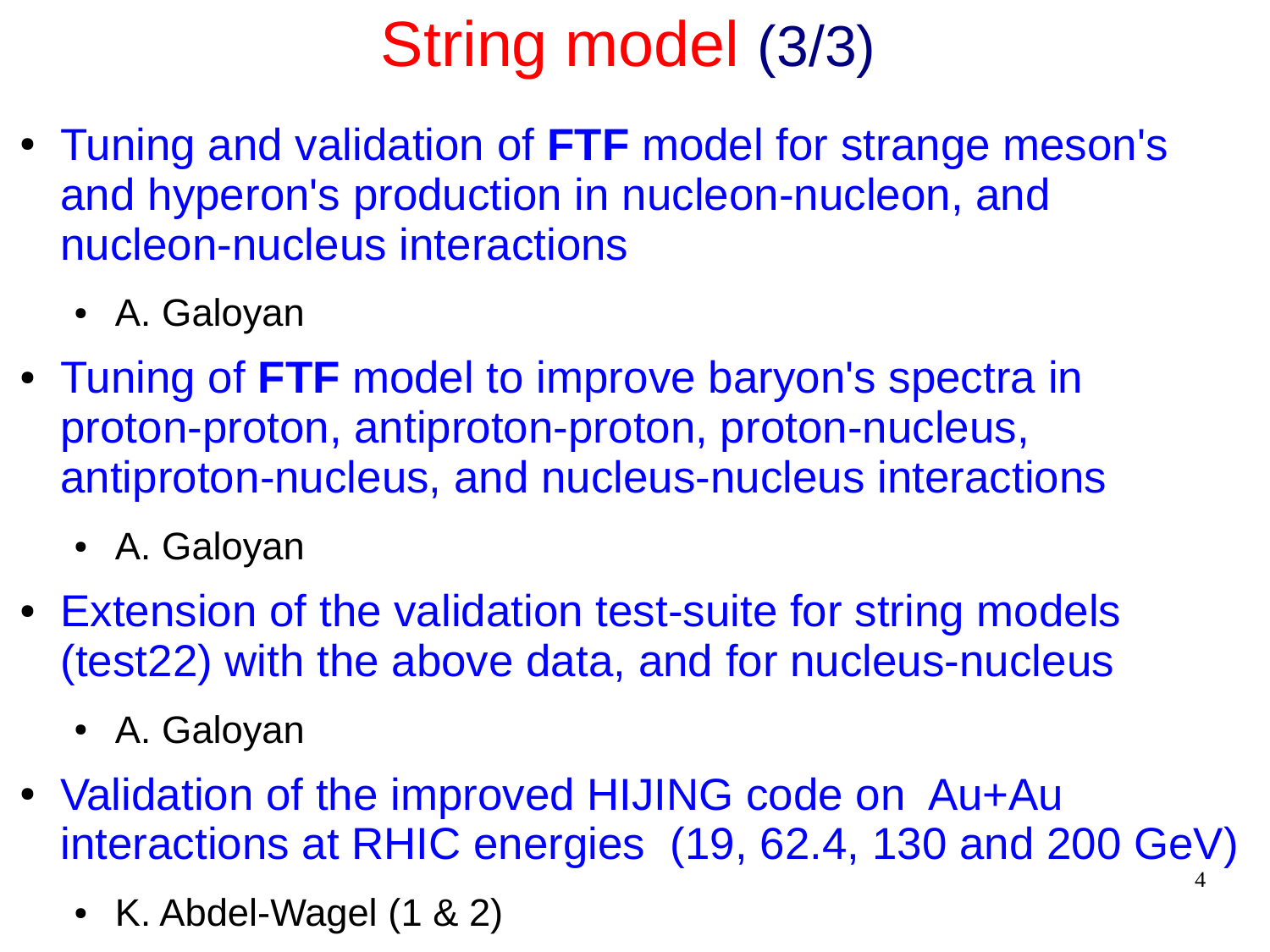# String model (3/3)

- Tuning and validation of **FTF** model for strange meson's and hyperon's production in nucleon-nucleon, and nucleon-nucleus interactions
  - A. Galoyan
- Tuning of **FTF** model to improve baryon's spectra in proton-proton, antiproton-proton, proton-nucleus, antiproton-nucleus, and nucleus-nucleus interactions
  - A. Galoyan
- Extension of the validation test-suite for string models (test22) with the above data, and for nucleus-nucleus
  - A. Galoyan
- Validation of the improved HIJING code on Au+Au interactions at RHIC energies (19, 62.4, 130 and 200 GeV)
  - K. Abdel-Wagel (1 & 2)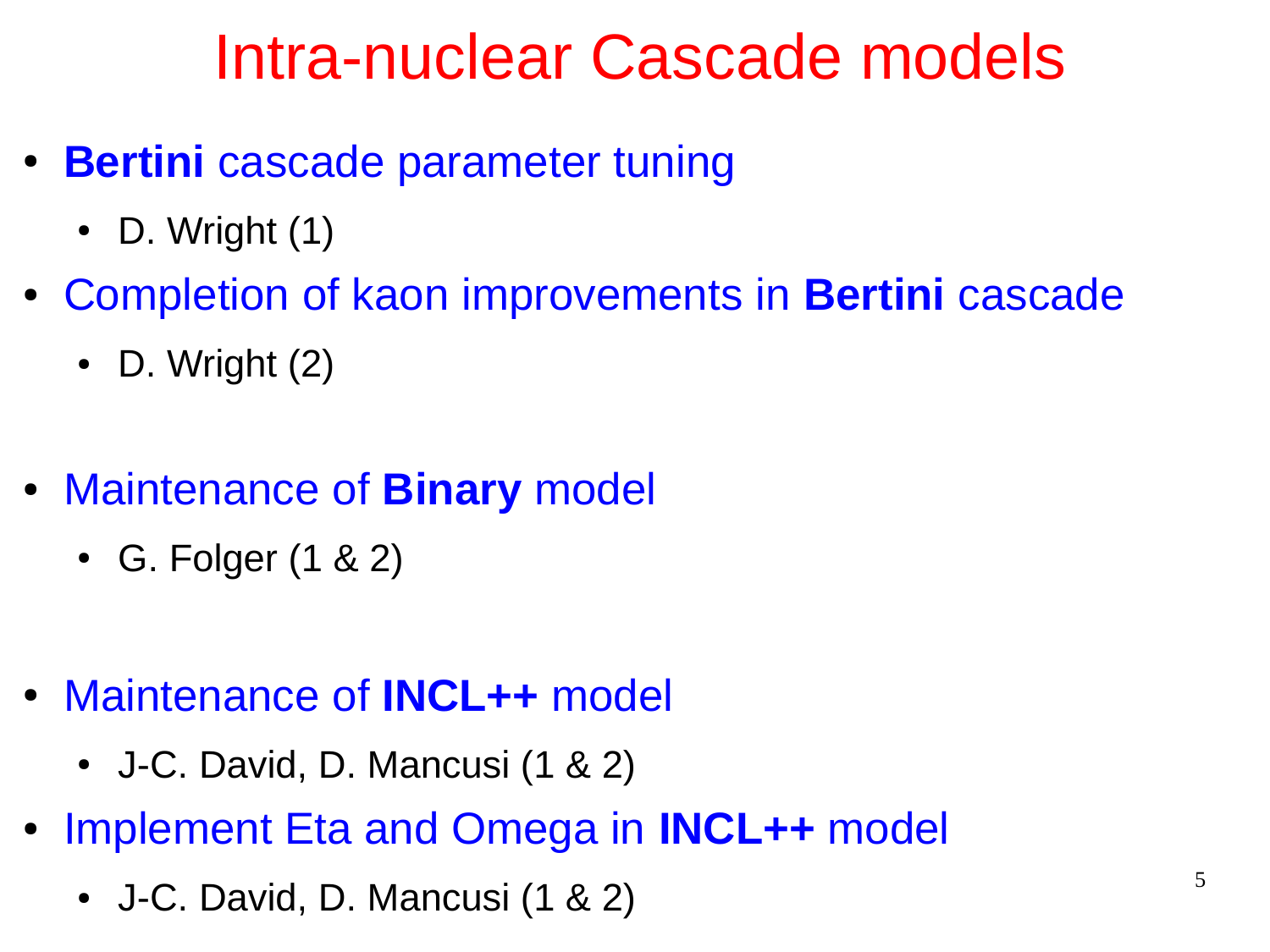# Intra-nuclear Cascade models

- **Bertini** cascade parameter tuning
  - D. Wright (1)
- Completion of kaon improvements in **Bertini** cascade
  - D. Wright (2)
- Maintenance of **Binary** model
  - G. Folger (1 & 2)
- Maintenance of **INCL++** model
  - J-C. David, D. Mancusi (1 & 2)
- Implement Eta and Omega in **INCL++** model
  - J-C. David, D. Mancusi (1 & 2)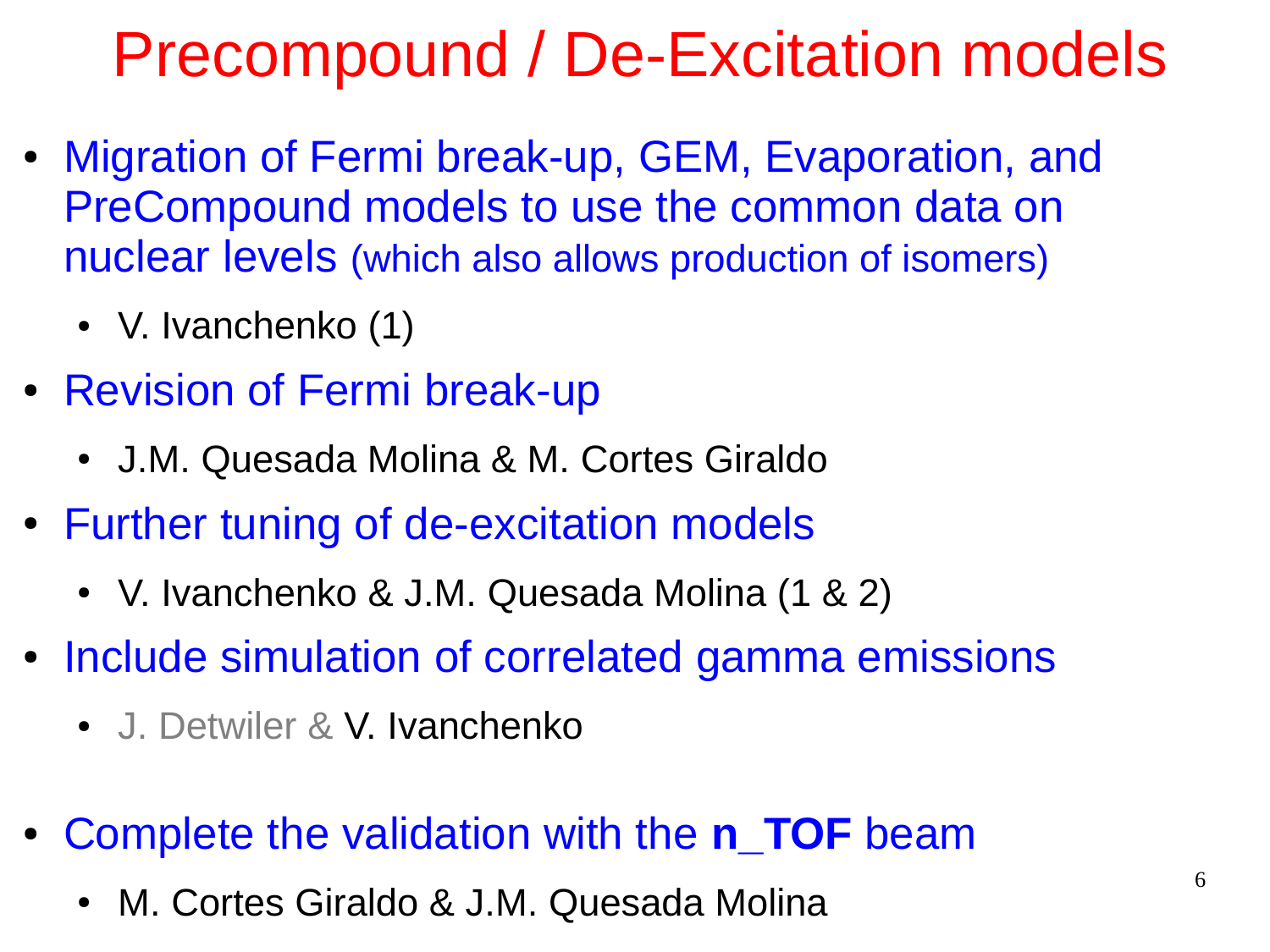# Precompound / De-Excitation models

- Migration of Fermi break-up, GEM, Evaporation, and PreCompound models to use the common data on nuclear levels (which also allows production of isomers)
  - V. Ivanchenko (1)
- Revision of Fermi break-up
  - J.M. Quesada Molina & M. Cortes Giraldo
- Further tuning of de-excitation models
  - V. Ivanchenko & J.M. Quesada Molina (1 & 2)
- Include simulation of correlated gamma emissions
  - J. Detwiler & V. Ivanchenko
- Complete the validation with the **n_TOF** beam
  - M. Cortes Giraldo & J.M. Quesada Molina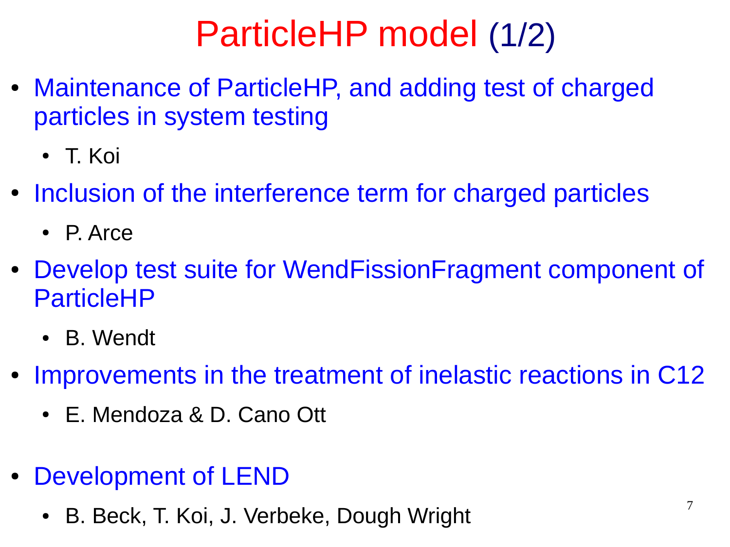# ParticleHP model (1/2)

- Maintenance of ParticleHP, and adding test of charged particles in system testing
  - T. Koi
- Inclusion of the interference term for charged particles
  - P. Arce
- Develop test suite for WendFissionFragment component of ParticleHP
  - B. Wendt
- Improvements in the treatment of inelastic reactions in C12
  - E. Mendoza & D. Cano Ott
- Development of LEND
  - B. Beck, T. Koi, J. Verbeke, Dough Wright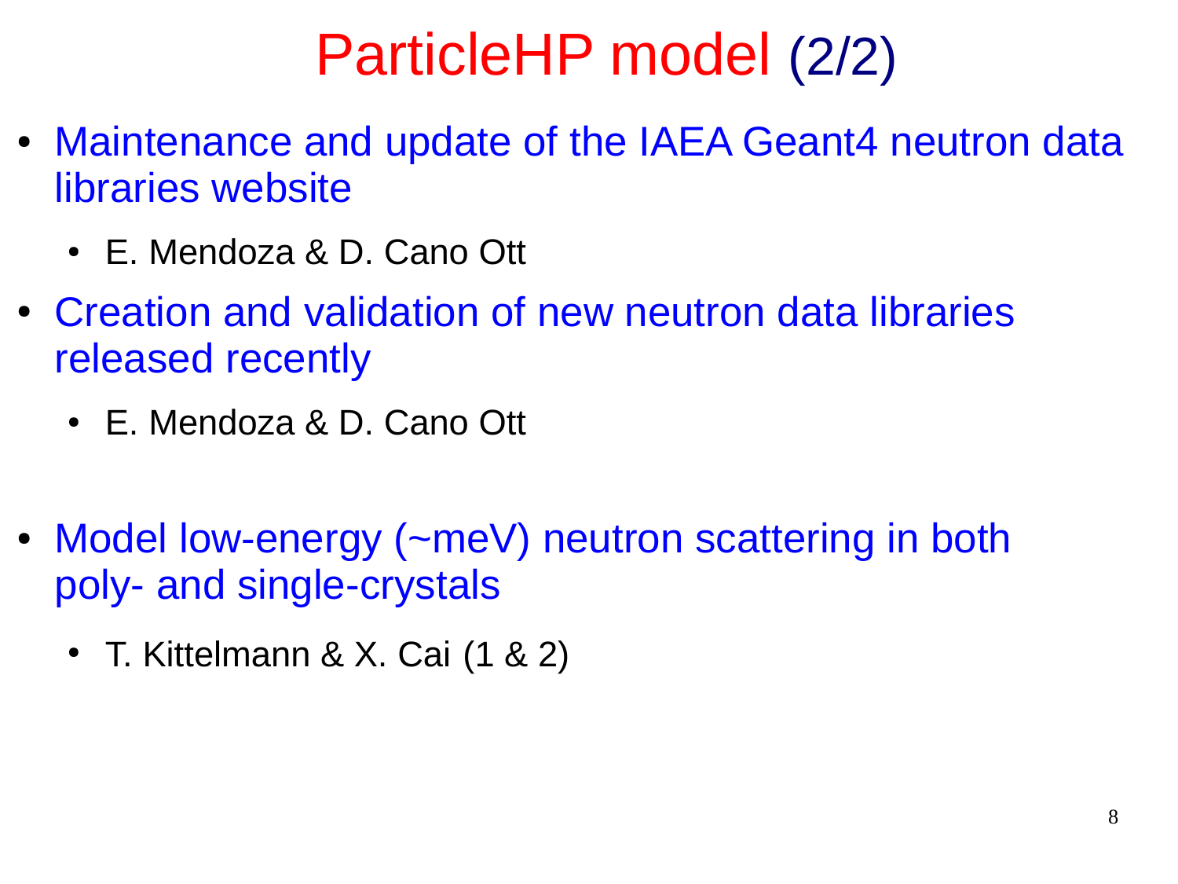# ParticleHP model (2/2)

- Maintenance and update of the IAEA Geant4 neutron data libraries website
  - E. Mendoza & D. Cano Ott
- Creation and validation of new neutron data libraries released recently
  - E. Mendoza & D. Cano Ott
- Model low-energy (~meV) neutron scattering in both poly- and single-crystals
  - T. Kittelmann & X. Cai (1 & 2)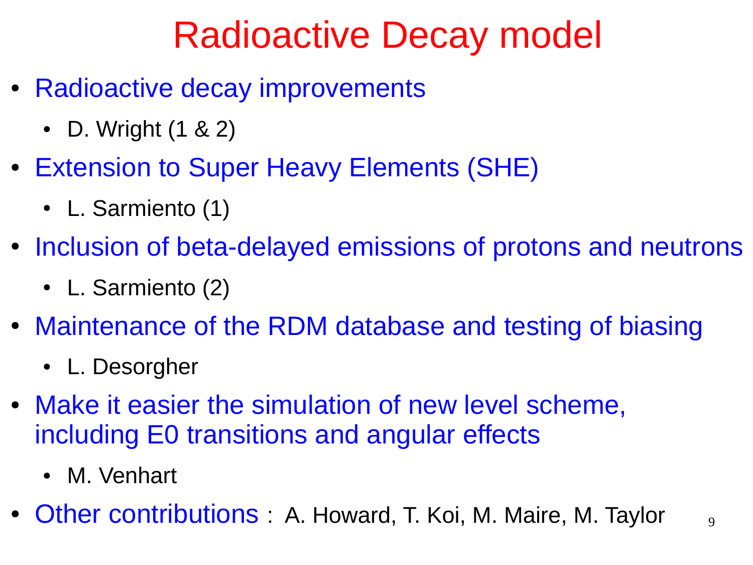# Radioactive Decay model

- Radioactive decay improvements
  - D. Wright (1 & 2)
- Extension to Super Heavy Elements (SHE)
  - L. Sarmiento (1)
- Inclusion of beta-delayed emissions of protons and neutrons
  - L. Sarmiento (2)
- Maintenance of the RDM database and testing of biasing
  - L. Desorgher
- Make it easier the simulation of new level scheme, including E0 transitions and angular effects
  - M. Venhart
- Other contributions : A. Howard, T. Koi, M. Maire, M. Taylor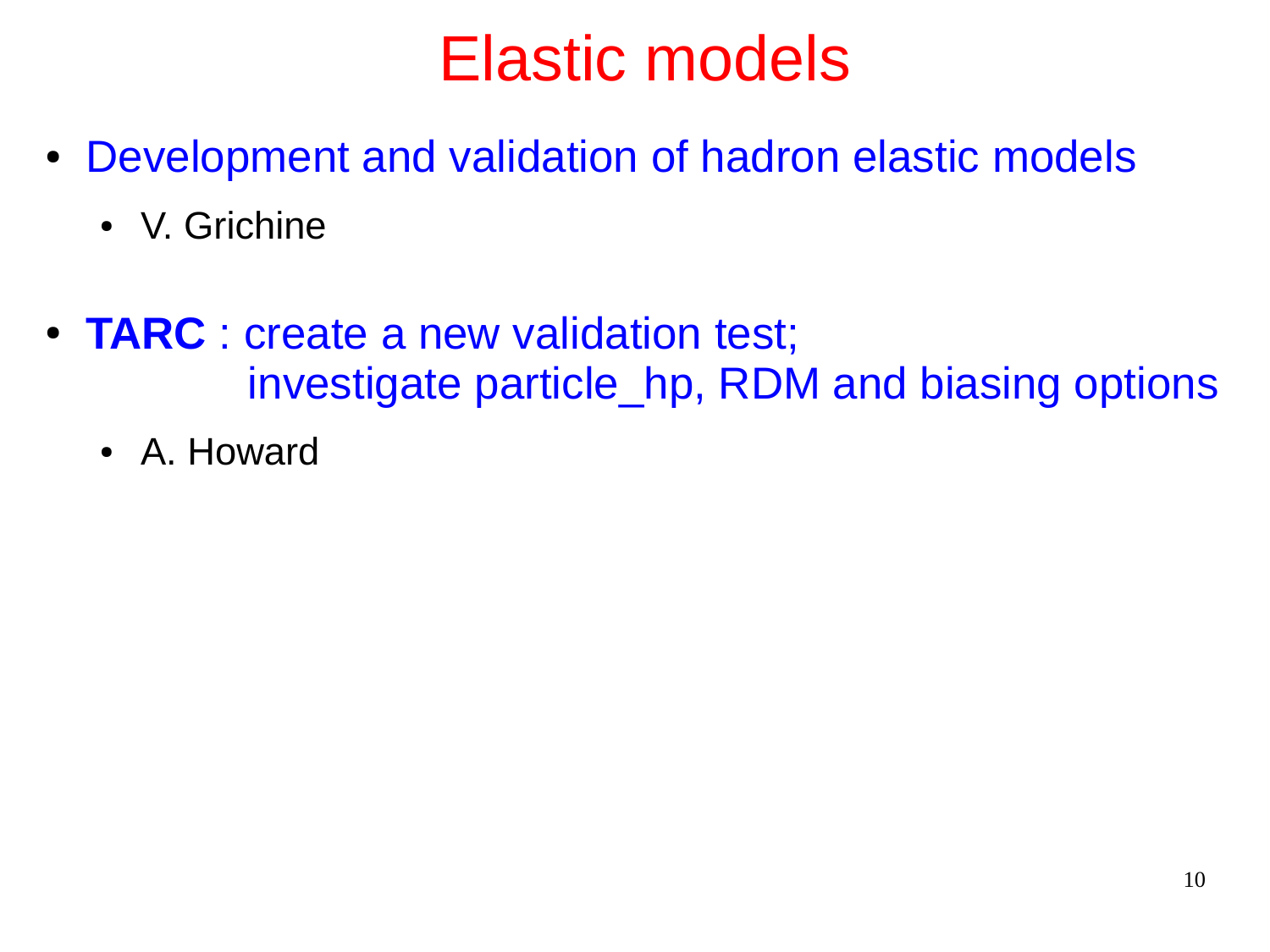# Elastic models

- Development and validation of hadron elastic models
  - V. Grichine

- **TARC** : create a new validation test;
  investigate particle_hp, RDM and biasing options
  - A. Howard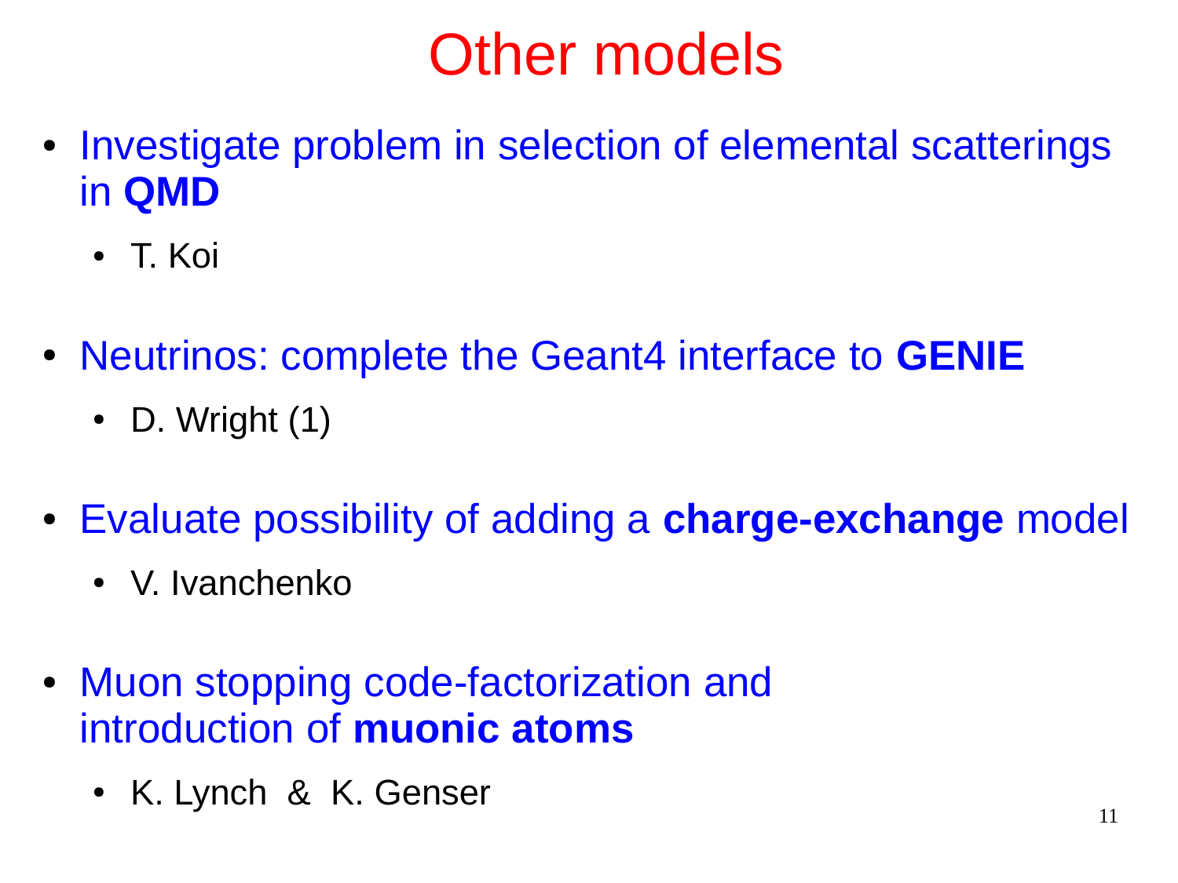# Other models

- Investigate problem in selection of elemental scatterings in **QMD**
  - T. Koi
- Neutrinos: complete the Geant4 interface to **GENIE**
  - D. Wright (1)
- Evaluate possibility of adding a **charge-exchange** model
  - V. Ivanchenko
- Muon stopping code-factorization and introduction of **muonic atoms**
  - K. Lynch & K. Genser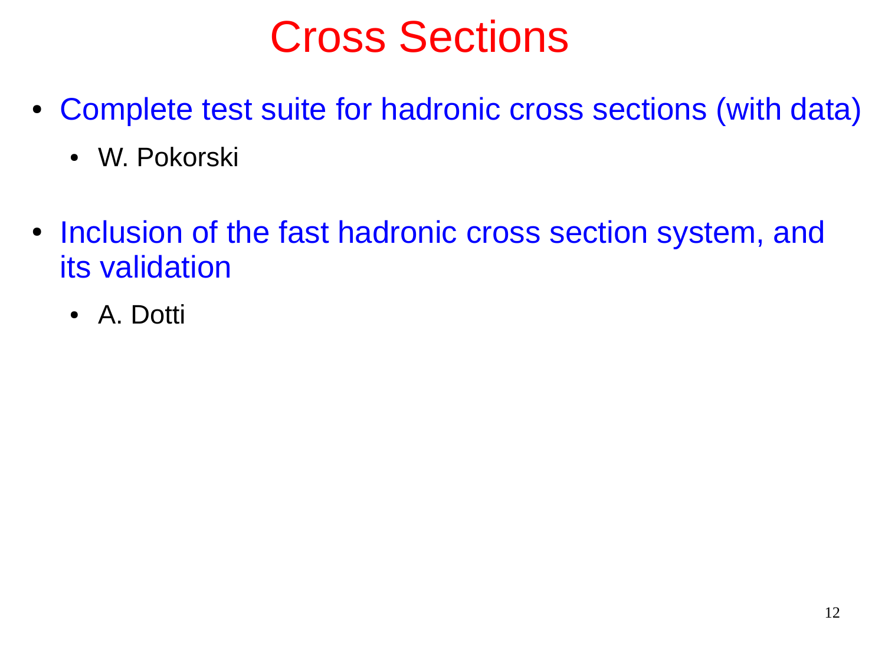# Cross Sections

- Complete test suite for hadronic cross sections (with data)
  - W. Pokorski

- Inclusion of the fast hadronic cross section system, and its validation
  - A. Dotti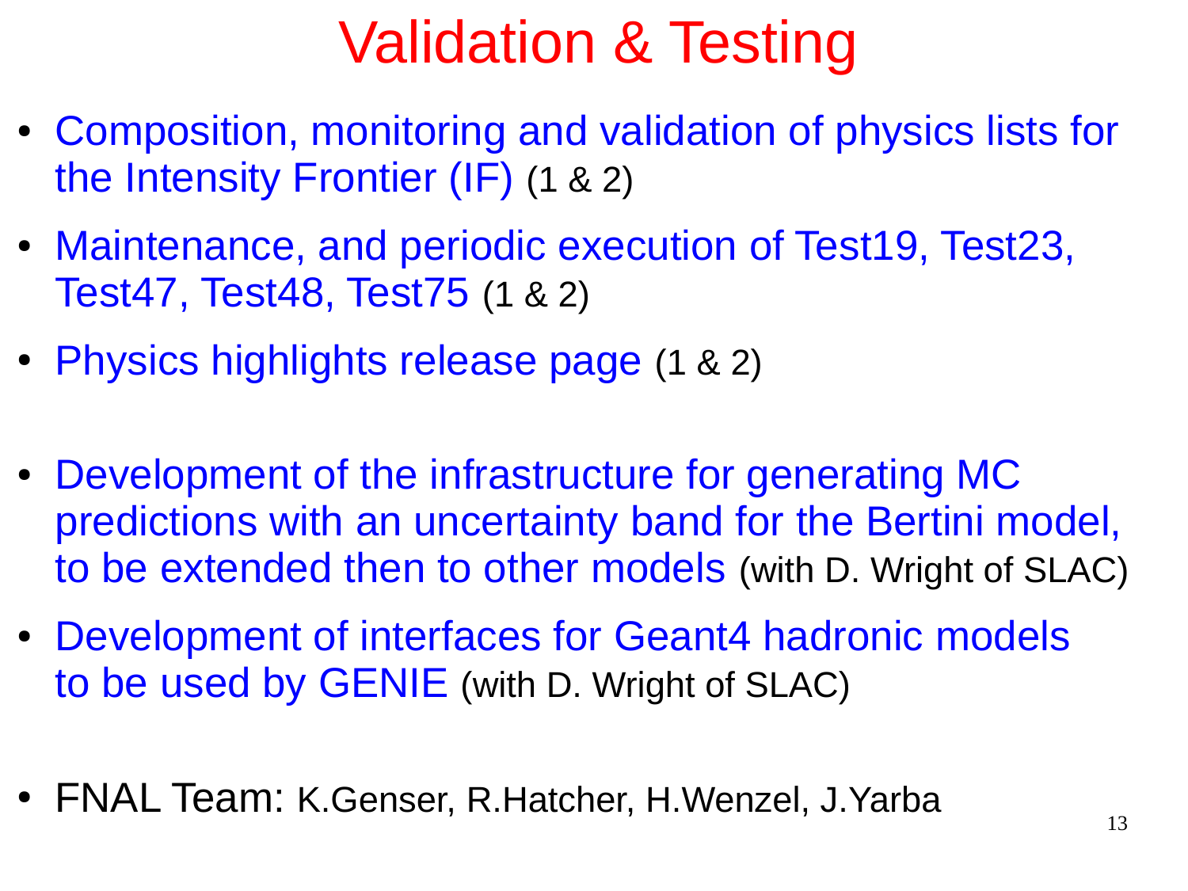# Validation & Testing

- Composition, monitoring and validation of physics lists for the Intensity Frontier (IF) (1 & 2)
- Maintenance, and periodic execution of Test19, Test23, Test47, Test48, Test75 (1 & 2)
- Physics highlights release page (1 & 2)

- Development of the infrastructure for generating MC predictions with an uncertainty band for the Bertini model, to be extended then to other models (with D. Wright of SLAC)
- Development of interfaces for Geant4 hadronic models to be used by GENIE (with D. Wright of SLAC)

- FNAL Team: K.Genser, R.Hatcher, H.Wenzel, J.Yarba